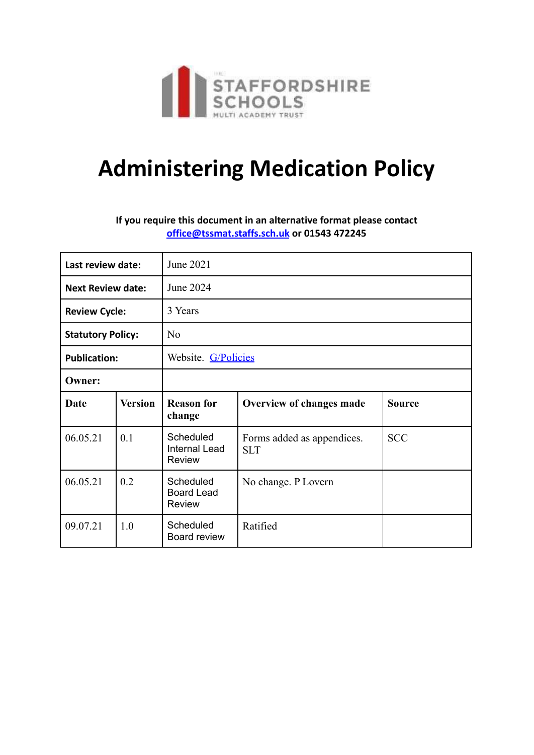THE STAFFORDSHIRE SCHOOLS MULTI ACADEMY TRUST

# Administering Medication Policy

**If you require this document in an alternative format please contact [office@tssmat.staffs.sch.uk](mailto:office@tssmat.staffs.sch.uk) or 01543 472245**

| **Last review date:** | June 2021 | | | |
|---|---|---|---|---|
| **Next Review date:** | June 2024 | | | |
| **Review Cycle:** | 3 Years | | | |
| **Statutory Policy:** | No | | | |
| **Publication:** | Website. [G/Policies]() | | | |
| **Owner:** | | | | |
| **Date** | **Version** | **Reason for change** | **Overview of changes made** | **Source** |
| 06.05.21 | 0.1 | Scheduled Internal Lead Review | Forms added as appendices. SLT | SCC |
| 06.05.21 | 0.2 | Scheduled Board Lead Review | No change. P Lovern | |
| 09.07.21 | 1.0 | Scheduled Board review | Ratified | |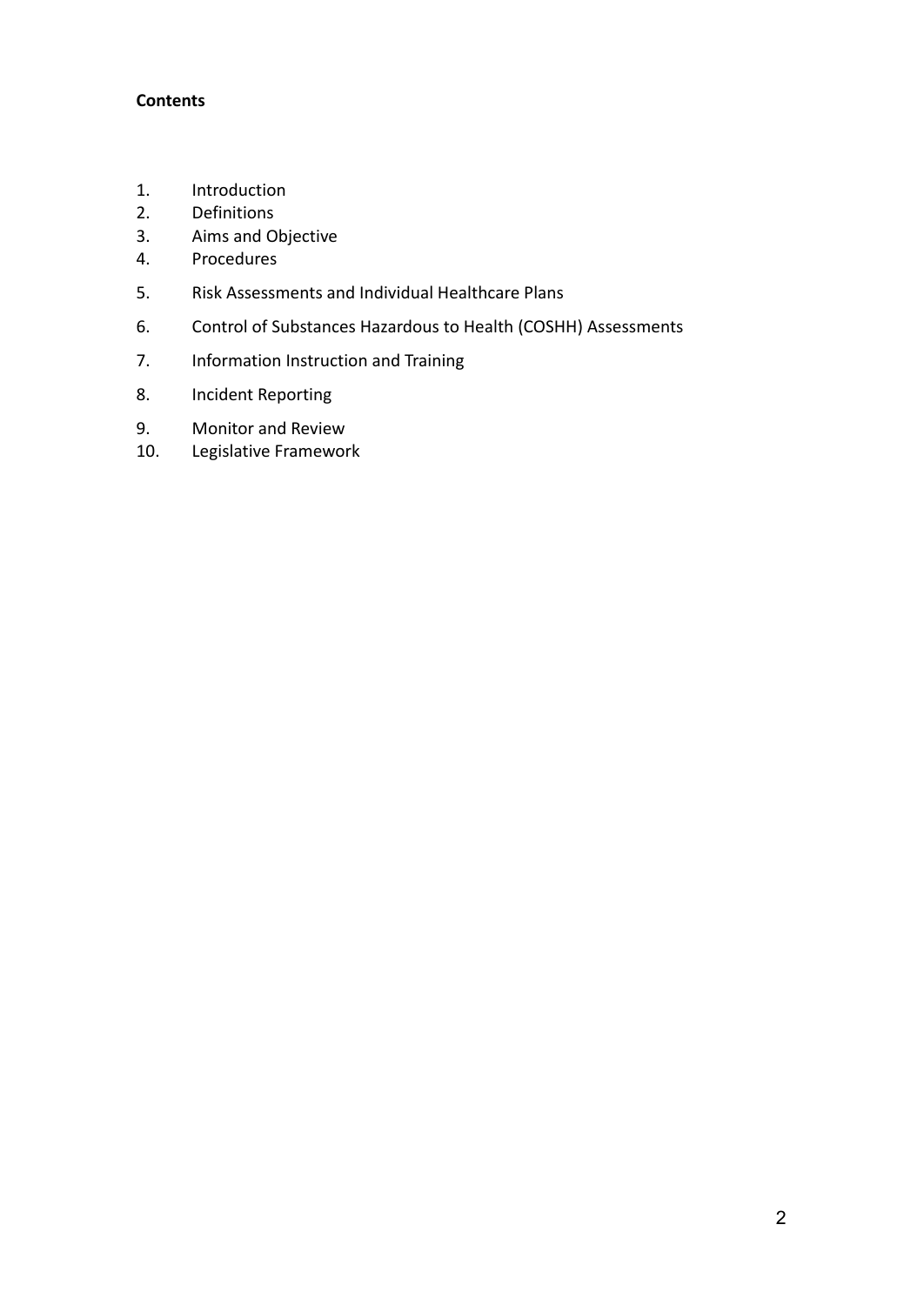**Contents**

1. Introduction
2. Definitions
3. Aims and Objective
4. Procedures
5. Risk Assessments and Individual Healthcare Plans
6. Control of Substances Hazardous to Health (COSHH) Assessments
7. Information Instruction and Training
8. Incident Reporting
9. Monitor and Review
10. Legislative Framework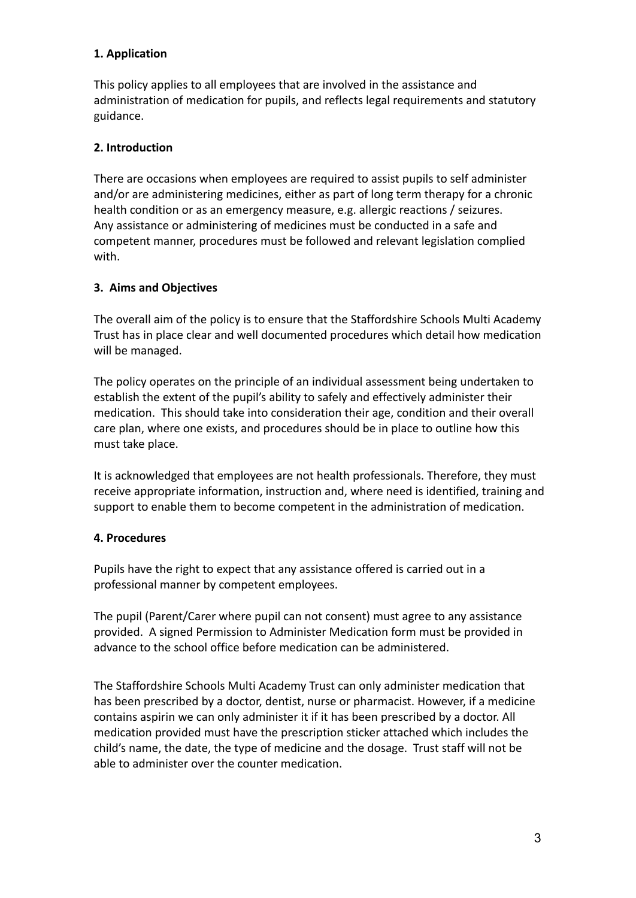## 1. Application

This policy applies to all employees that are involved in the assistance and administration of medication for pupils, and reflects legal requirements and statutory guidance.

## 2. Introduction

There are occasions when employees are required to assist pupils to self administer and/or are administering medicines, either as part of long term therapy for a chronic health condition or as an emergency measure, e.g. allergic reactions / seizures. Any assistance or administering of medicines must be conducted in a safe and competent manner, procedures must be followed and relevant legislation complied with.

## 3. Aims and Objectives

The overall aim of the policy is to ensure that the Staffordshire Schools Multi Academy Trust has in place clear and well documented procedures which detail how medication will be managed.

The policy operates on the principle of an individual assessment being undertaken to establish the extent of the pupil's ability to safely and effectively administer their medication. This should take into consideration their age, condition and their overall care plan, where one exists, and procedures should be in place to outline how this must take place.

It is acknowledged that employees are not health professionals. Therefore, they must receive appropriate information, instruction and, where need is identified, training and support to enable them to become competent in the administration of medication.

## 4. Procedures

Pupils have the right to expect that any assistance offered is carried out in a professional manner by competent employees.

The pupil (Parent/Carer where pupil can not consent) must agree to any assistance provided. A signed Permission to Administer Medication form must be provided in advance to the school office before medication can be administered.

The Staffordshire Schools Multi Academy Trust can only administer medication that has been prescribed by a doctor, dentist, nurse or pharmacist. However, if a medicine contains aspirin we can only administer it if it has been prescribed by a doctor. All medication provided must have the prescription sticker attached which includes the child's name, the date, the type of medicine and the dosage. Trust staff will not be able to administer over the counter medication.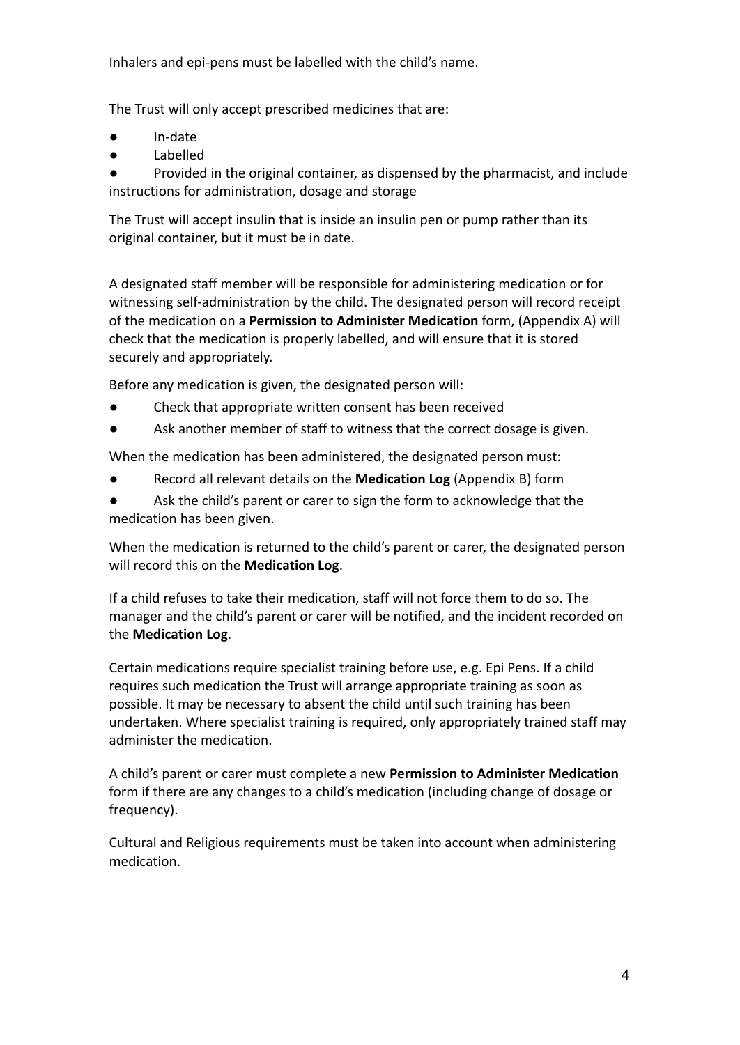Inhalers and epi-pens must be labelled with the child's name.

The Trust will only accept prescribed medicines that are:

- In-date
- Labelled
- Provided in the original container, as dispensed by the pharmacist, and include instructions for administration, dosage and storage

The Trust will accept insulin that is inside an insulin pen or pump rather than its original container, but it must be in date.

A designated staff member will be responsible for administering medication or for witnessing self-administration by the child. The designated person will record receipt of the medication on a **Permission to Administer Medication** form, (Appendix A) will check that the medication is properly labelled, and will ensure that it is stored securely and appropriately.

Before any medication is given, the designated person will:

- Check that appropriate written consent has been received
- Ask another member of staff to witness that the correct dosage is given.

When the medication has been administered, the designated person must:

- Record all relevant details on the **Medication Log** (Appendix B) form
- Ask the child's parent or carer to sign the form to acknowledge that the medication has been given.

When the medication is returned to the child's parent or carer, the designated person will record this on the **Medication Log**.

If a child refuses to take their medication, staff will not force them to do so. The manager and the child's parent or carer will be notified, and the incident recorded on the **Medication Log**.

Certain medications require specialist training before use, e.g. Epi Pens. If a child requires such medication the Trust will arrange appropriate training as soon as possible. It may be necessary to absent the child until such training has been undertaken. Where specialist training is required, only appropriately trained staff may administer the medication.

A child's parent or carer must complete a new **Permission to Administer Medication** form if there are any changes to a child's medication (including change of dosage or frequency).

Cultural and Religious requirements must be taken into account when administering medication.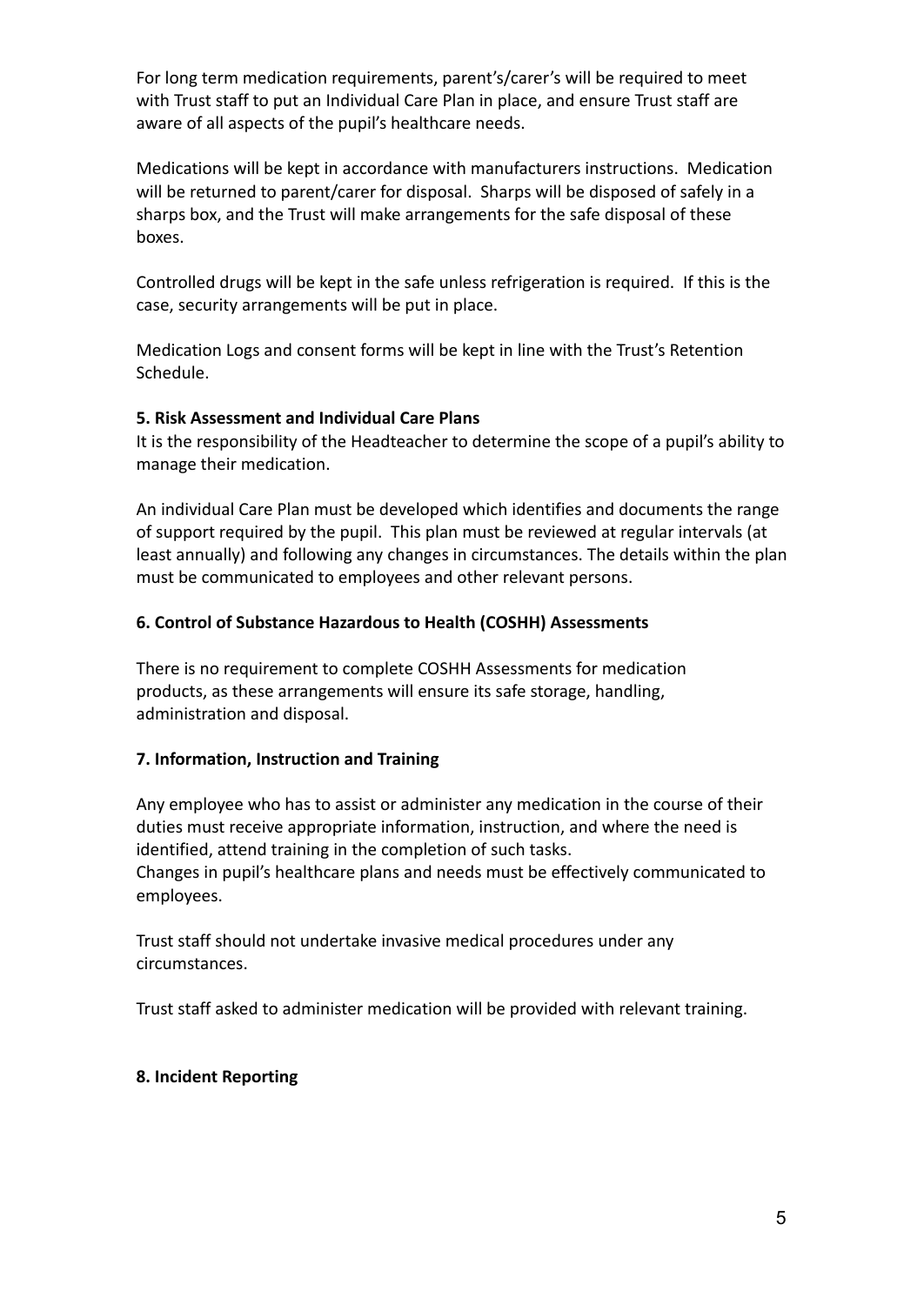For long term medication requirements, parent's/carer's will be required to meet with Trust staff to put an Individual Care Plan in place, and ensure Trust staff are aware of all aspects of the pupil's healthcare needs.

Medications will be kept in accordance with manufacturers instructions. Medication will be returned to parent/carer for disposal. Sharps will be disposed of safely in a sharps box, and the Trust will make arrangements for the safe disposal of these boxes.

Controlled drugs will be kept in the safe unless refrigeration is required. If this is the case, security arrangements will be put in place.

Medication Logs and consent forms will be kept in line with the Trust's Retention Schedule.

**5. Risk Assessment and Individual Care Plans**

It is the responsibility of the Headteacher to determine the scope of a pupil's ability to manage their medication.

An individual Care Plan must be developed which identifies and documents the range of support required by the pupil. This plan must be reviewed at regular intervals (at least annually) and following any changes in circumstances. The details within the plan must be communicated to employees and other relevant persons.

**6. Control of Substance Hazardous to Health (COSHH) Assessments**

There is no requirement to complete COSHH Assessments for medication products, as these arrangements will ensure its safe storage, handling, administration and disposal.

**7. Information, Instruction and Training**

Any employee who has to assist or administer any medication in the course of their duties must receive appropriate information, instruction, and where the need is identified, attend training in the completion of such tasks.
Changes in pupil's healthcare plans and needs must be effectively communicated to employees.

Trust staff should not undertake invasive medical procedures under any circumstances.

Trust staff asked to administer medication will be provided with relevant training.

**8. Incident Reporting**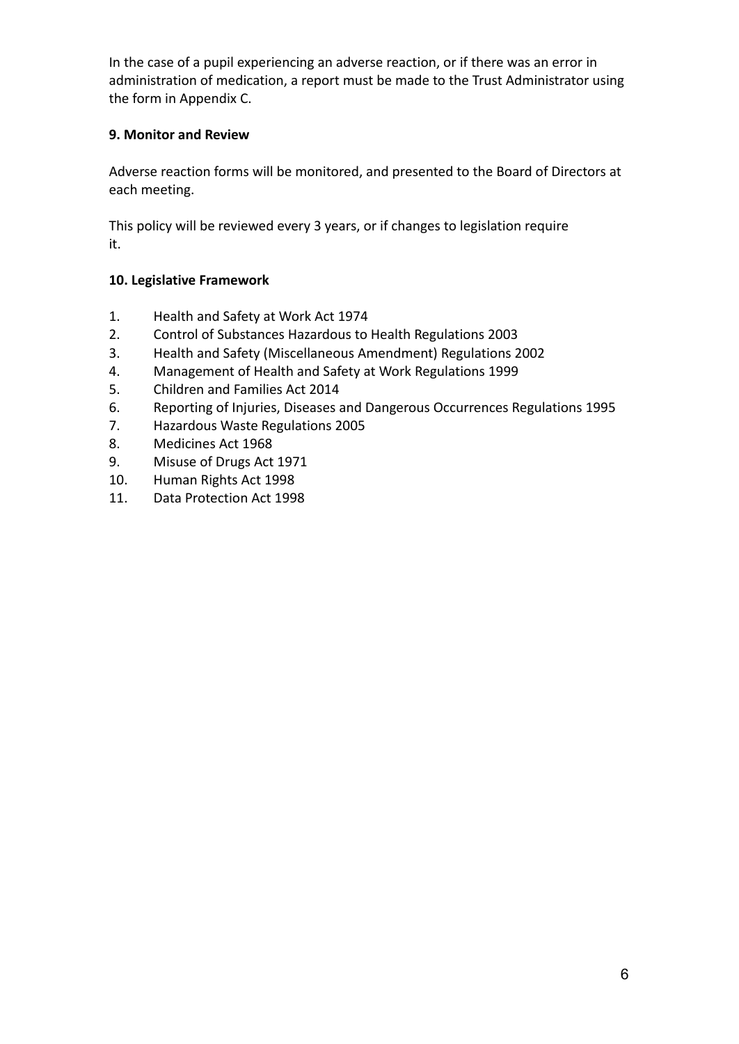In the case of a pupil experiencing an adverse reaction, or if there was an error in administration of medication, a report must be made to the Trust Administrator using the form in Appendix C.

**9. Monitor and Review**

Adverse reaction forms will be monitored, and presented to the Board of Directors at each meeting.

This policy will be reviewed every 3 years, or if changes to legislation require it.

**10. Legislative Framework**

1. Health and Safety at Work Act 1974
2. Control of Substances Hazardous to Health Regulations 2003
3. Health and Safety (Miscellaneous Amendment) Regulations 2002
4. Management of Health and Safety at Work Regulations 1999
5. Children and Families Act 2014
6. Reporting of Injuries, Diseases and Dangerous Occurrences Regulations 1995
7. Hazardous Waste Regulations 2005
8. Medicines Act 1968
9. Misuse of Drugs Act 1971
10. Human Rights Act 1998
11. Data Protection Act 1998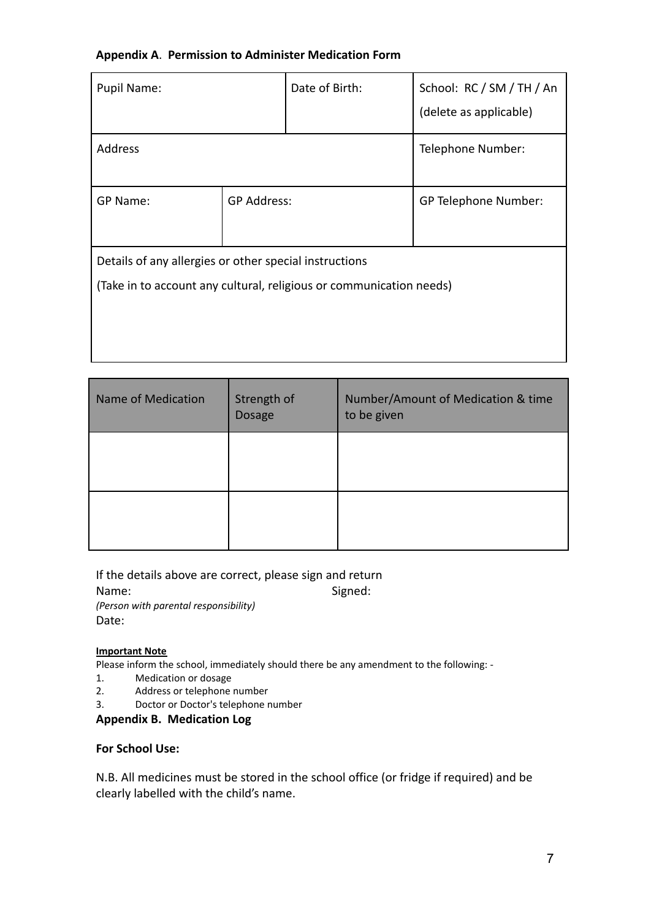**Appendix A**. **Permission to Administer Medication Form**

| Pupil Name: | | Date of Birth: | School: RC / SM / TH / An (delete as applicable) |
|---|---|---|---|
| Address | | | Telephone Number: |
| GP Name: | GP Address: | | GP Telephone Number: |
| Details of any allergies or other special instructions (Take in to account any cultural, religious or communication needs) | | | |

| Name of Medication | Strength of Dosage | Number/Amount of Medication & time to be given |
|---|---|---|
| | | |
| | | |

If the details above are correct, please sign and return

Name: Signed:

*(Person with parental responsibility)*

Date:

**Important Note**

Please inform the school, immediately should there be any amendment to the following: -

1. Medication or dosage
2. Address or telephone number
3. Doctor or Doctor's telephone number

**Appendix B. Medication Log**

**For School Use:**

N.B. All medicines must be stored in the school office (or fridge if required) and be clearly labelled with the child's name.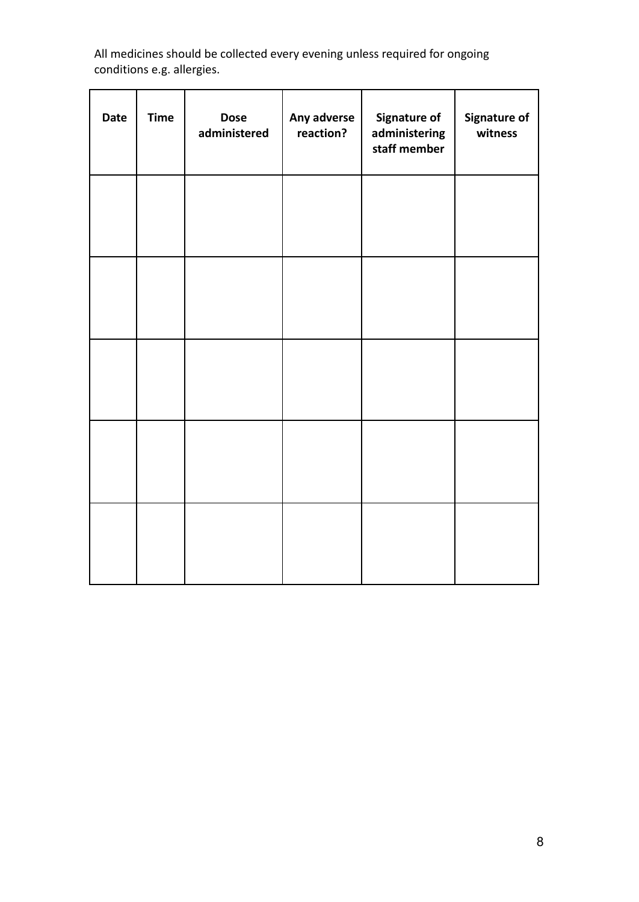All medicines should be collected every evening unless required for ongoing conditions e.g. allergies.

| Date | Time | Dose administered | Any adverse reaction? | Signature of administering staff member | Signature of witness |
|---|---|---|---|---|---|
| | | | | | |
| | | | | | |
| | | | | | |
| | | | | | |
| | | | | | |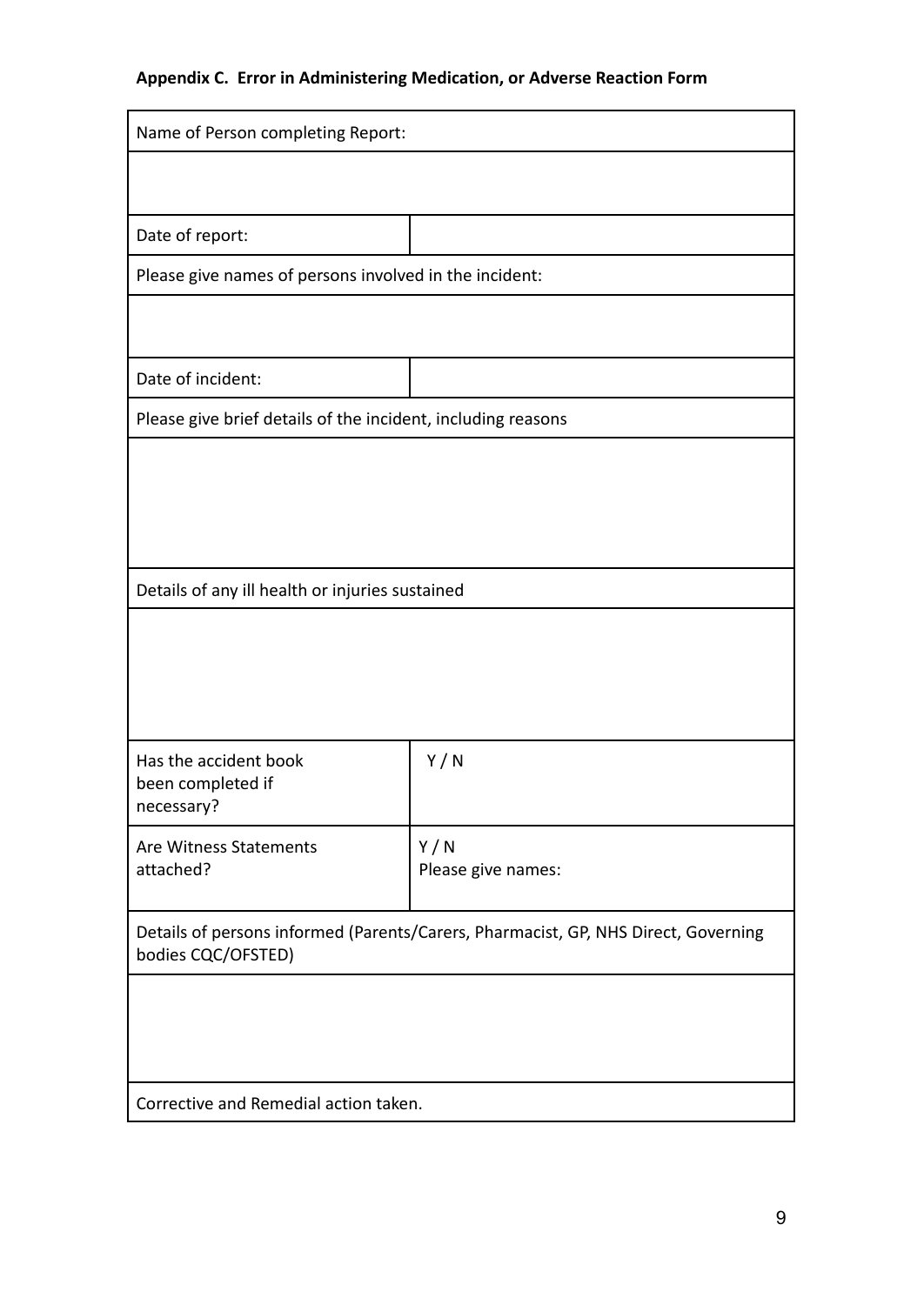**Appendix C. Error in Administering Medication, or Adverse Reaction Form**

| Name of Person completing Report: | |
|---|---|
| | |
| Date of report: | |
| Please give names of persons involved in the incident: | |
| | |
| Date of incident: | |
| Please give brief details of the incident, including reasons | |
| | |
| Details of any ill health or injuries sustained | |
| | |
| Has the accident book been completed if necessary? | Y / N |
| Are Witness Statements attached? | Y / N<br>Please give names: |
| Details of persons informed (Parents/Carers, Pharmacist, GP, NHS Direct, Governing bodies CQC/OFSTED) | |
| | |
| Corrective and Remedial action taken. | |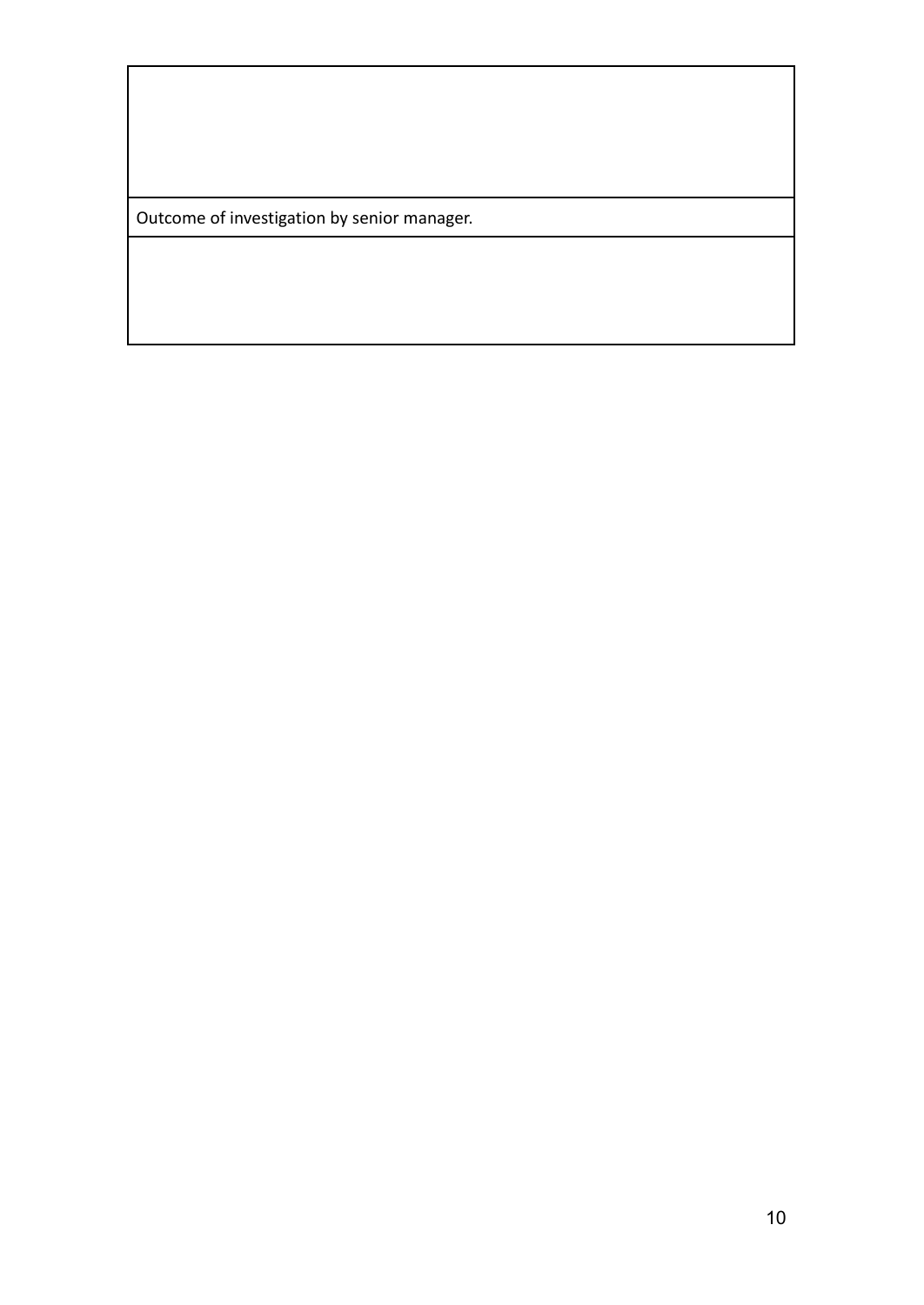| |
|---|
| |
| Outcome of investigation by senior manager. |
| |